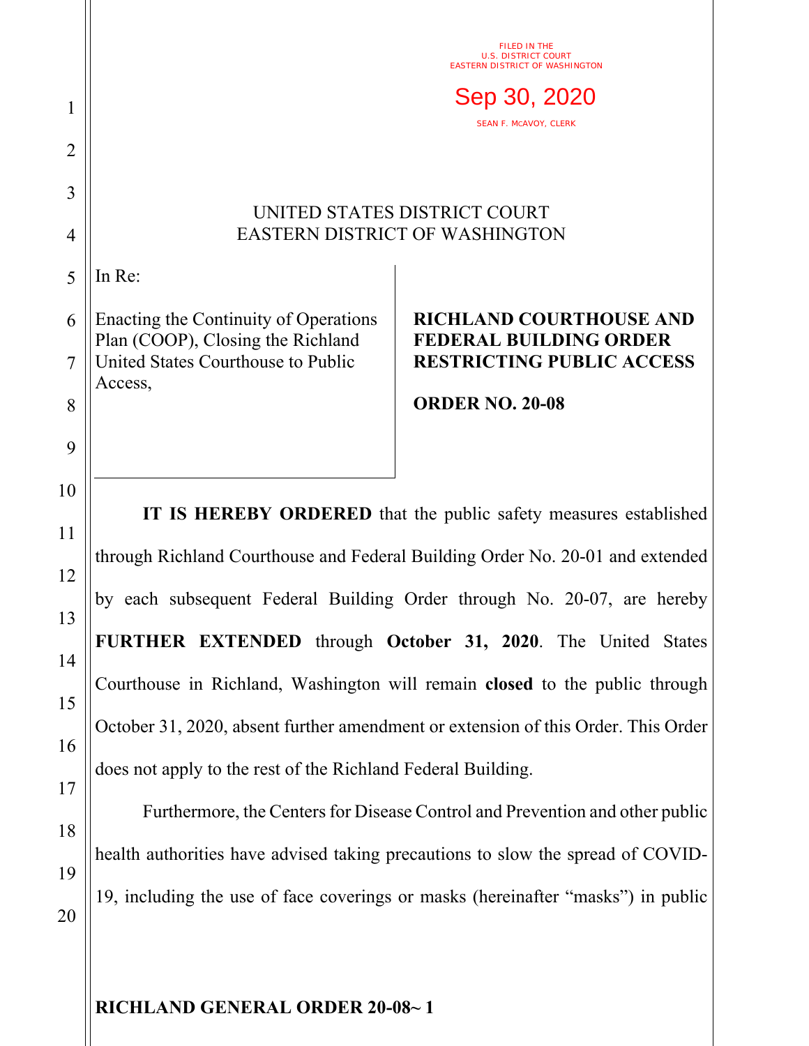FILED IN THE
U.S. DISTRICT COURT
EASTERN DISTRICT OF WASHINGTON

Sep 30, 2020

SEAN F. MCAVOY, CLERK

UNITED STATES DISTRICT COURT
EASTERN DISTRICT OF WASHINGTON

In Re:

Enacting the Continuity of Operations Plan (COOP), Closing the Richland United States Courthouse to Public Access,

**RICHLAND COURTHOUSE AND FEDERAL BUILDING ORDER RESTRICTING PUBLIC ACCESS**

**ORDER NO. 20-08**

**IT IS HEREBY ORDERED** that the public safety measures established through Richland Courthouse and Federal Building Order No. 20-01 and extended by each subsequent Federal Building Order through No. 20-07, are hereby **FURTHER EXTENDED** through **October 31, 2020**. The United States Courthouse in Richland, Washington will remain **closed** to the public through October 31, 2020, absent further amendment or extension of this Order. This Order does not apply to the rest of the Richland Federal Building.

Furthermore, the Centers for Disease Control and Prevention and other public health authorities have advised taking precautions to slow the spread of COVID-19, including the use of face coverings or masks (hereinafter "masks") in public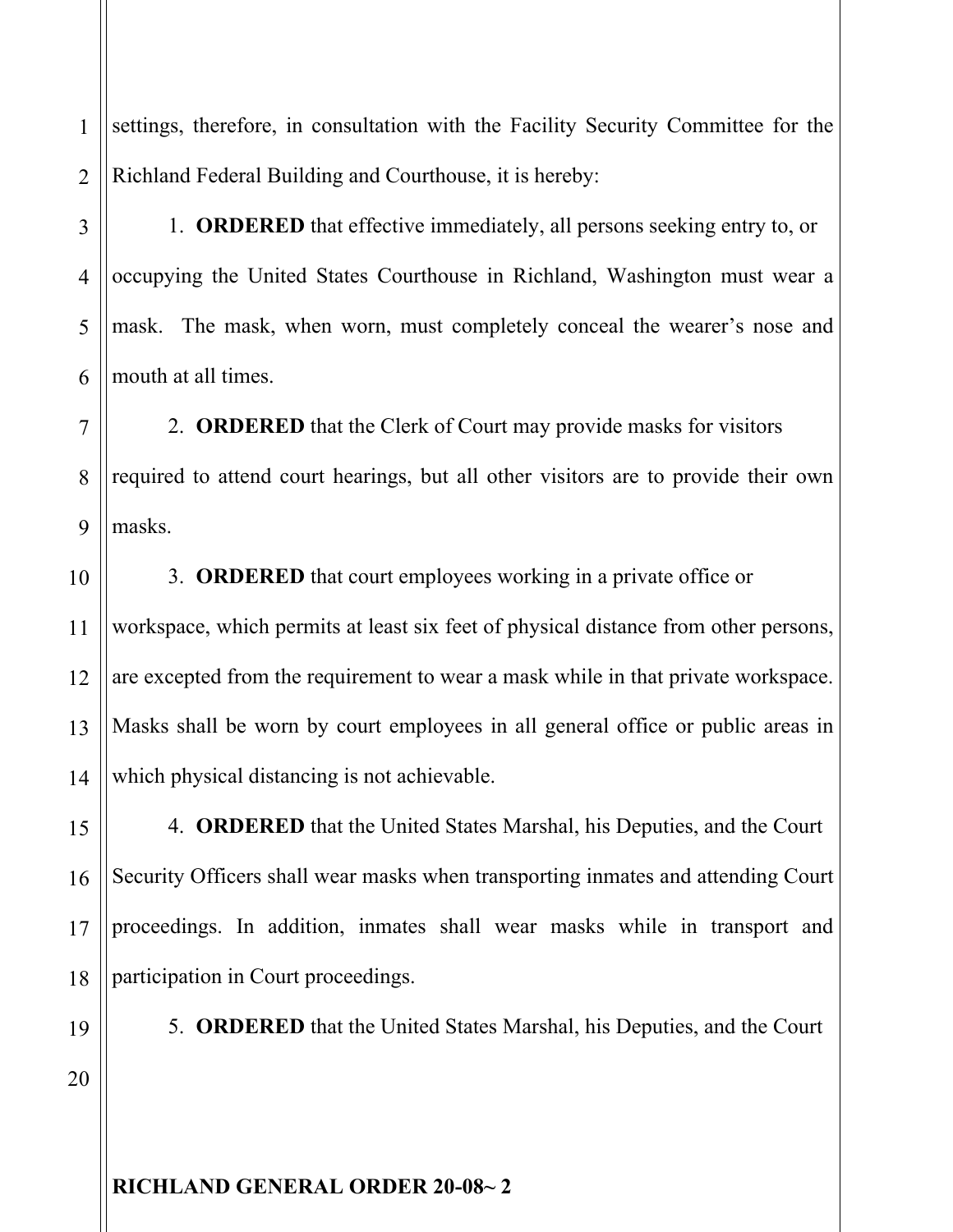settings, therefore, in consultation with the Facility Security Committee for the Richland Federal Building and Courthouse, it is hereby:

1. **ORDERED** that effective immediately, all persons seeking entry to, or occupying the United States Courthouse in Richland, Washington must wear a mask. The mask, when worn, must completely conceal the wearer's nose and mouth at all times.

2. **ORDERED** that the Clerk of Court may provide masks for visitors required to attend court hearings, but all other visitors are to provide their own masks.

3. **ORDERED** that court employees working in a private office or workspace, which permits at least six feet of physical distance from other persons, are excepted from the requirement to wear a mask while in that private workspace. Masks shall be worn by court employees in all general office or public areas in which physical distancing is not achievable.

4. **ORDERED** that the United States Marshal, his Deputies, and the Court Security Officers shall wear masks when transporting inmates and attending Court proceedings. In addition, inmates shall wear masks while in transport and participation in Court proceedings.

5. **ORDERED** that the United States Marshal, his Deputies, and the Court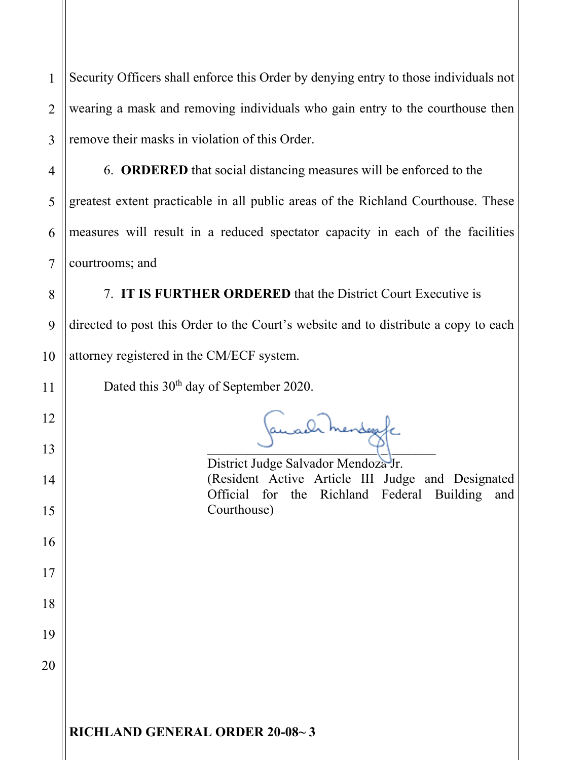Security Officers shall enforce this Order by denying entry to those individuals not wearing a mask and removing individuals who gain entry to the courthouse then remove their masks in violation of this Order.

6. **ORDERED** that social distancing measures will be enforced to the greatest extent practicable in all public areas of the Richland Courthouse. These measures will result in a reduced spectator capacity in each of the facilities courtrooms; and

7. **IT IS FURTHER ORDERED** that the District Court Executive is directed to post this Order to the Court's website and to distribute a copy to each attorney registered in the CM/ECF system.

Dated this 30th day of September 2020.

District Judge Salvador Mendoza Jr.
(Resident Active Article III Judge and Designated Official for the Richland Federal Building and Courthouse)

**RICHLAND GENERAL ORDER 20-08~ 3**